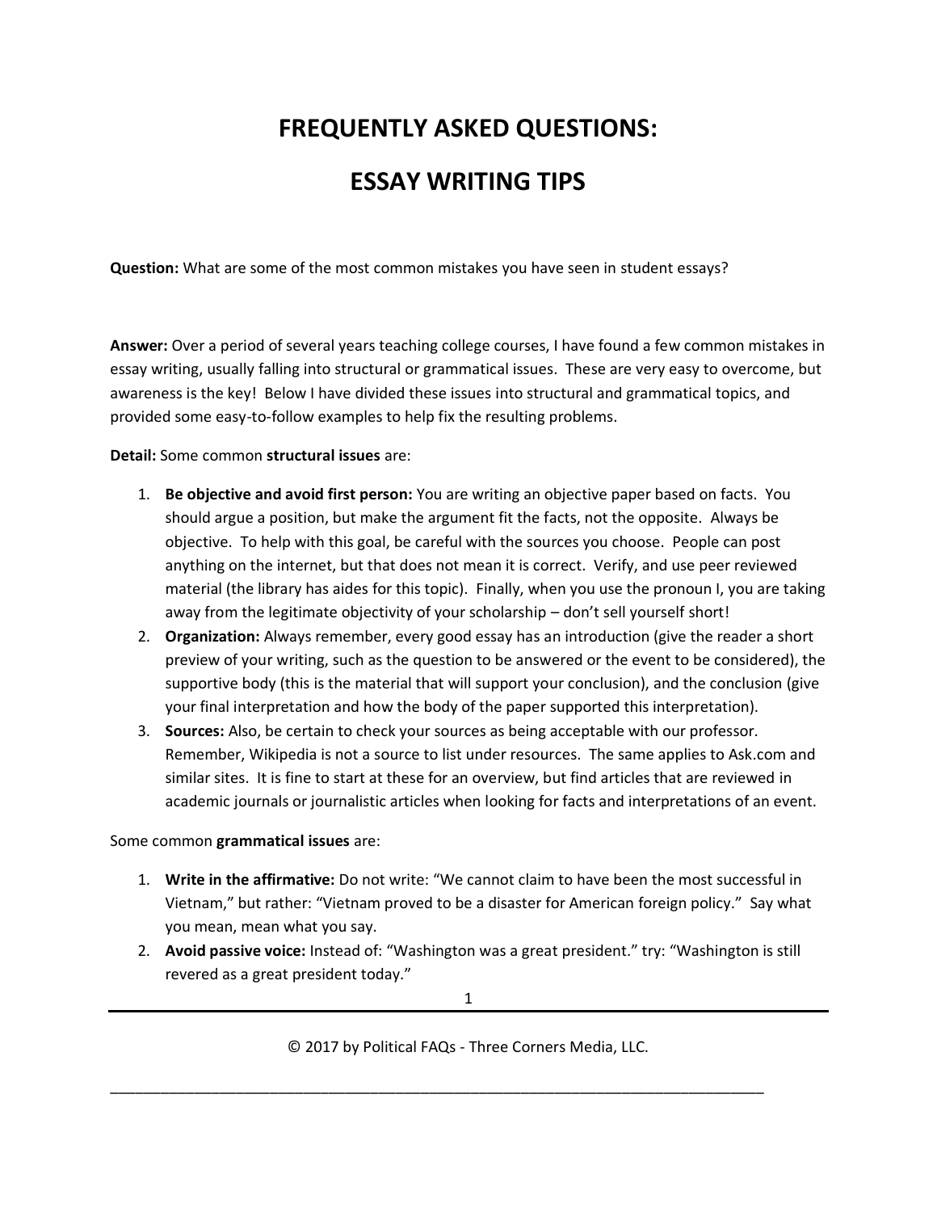# FREQUENTLY ASKED QUESTIONS:

# ESSAY WRITING TIPS

**Question:** What are some of the most common mistakes you have seen in student essays?

**Answer:** Over a period of several years teaching college courses, I have found a few common mistakes in essay writing, usually falling into structural or grammatical issues. These are very easy to overcome, but awareness is the key! Below I have divided these issues into structural and grammatical topics, and provided some easy-to-follow examples to help fix the resulting problems.

**Detail:** Some common **structural issues** are:

1. **Be objective and avoid first person:** You are writing an objective paper based on facts. You should argue a position, but make the argument fit the facts, not the opposite. Always be objective. To help with this goal, be careful with the sources you choose. People can post anything on the internet, but that does not mean it is correct. Verify, and use peer reviewed material (the library has aides for this topic). Finally, when you use the pronoun I, you are taking away from the legitimate objectivity of your scholarship – don't sell yourself short!
2. **Organization:** Always remember, every good essay has an introduction (give the reader a short preview of your writing, such as the question to be answered or the event to be considered), the supportive body (this is the material that will support your conclusion), and the conclusion (give your final interpretation and how the body of the paper supported this interpretation).
3. **Sources:** Also, be certain to check your sources as being acceptable with our professor. Remember, Wikipedia is not a source to list under resources. The same applies to Ask.com and similar sites. It is fine to start at these for an overview, but find articles that are reviewed in academic journals or journalistic articles when looking for facts and interpretations of an event.

Some common **grammatical issues** are:

1. **Write in the affirmative:** Do not write: "We cannot claim to have been the most successful in Vietnam," but rather: "Vietnam proved to be a disaster for American foreign policy." Say what you mean, mean what you say.
2. **Avoid passive voice:** Instead of: "Washington was a great president." try: "Washington is still revered as a great president today."

© 2017 by Political FAQs - Three Corners Media, LLC.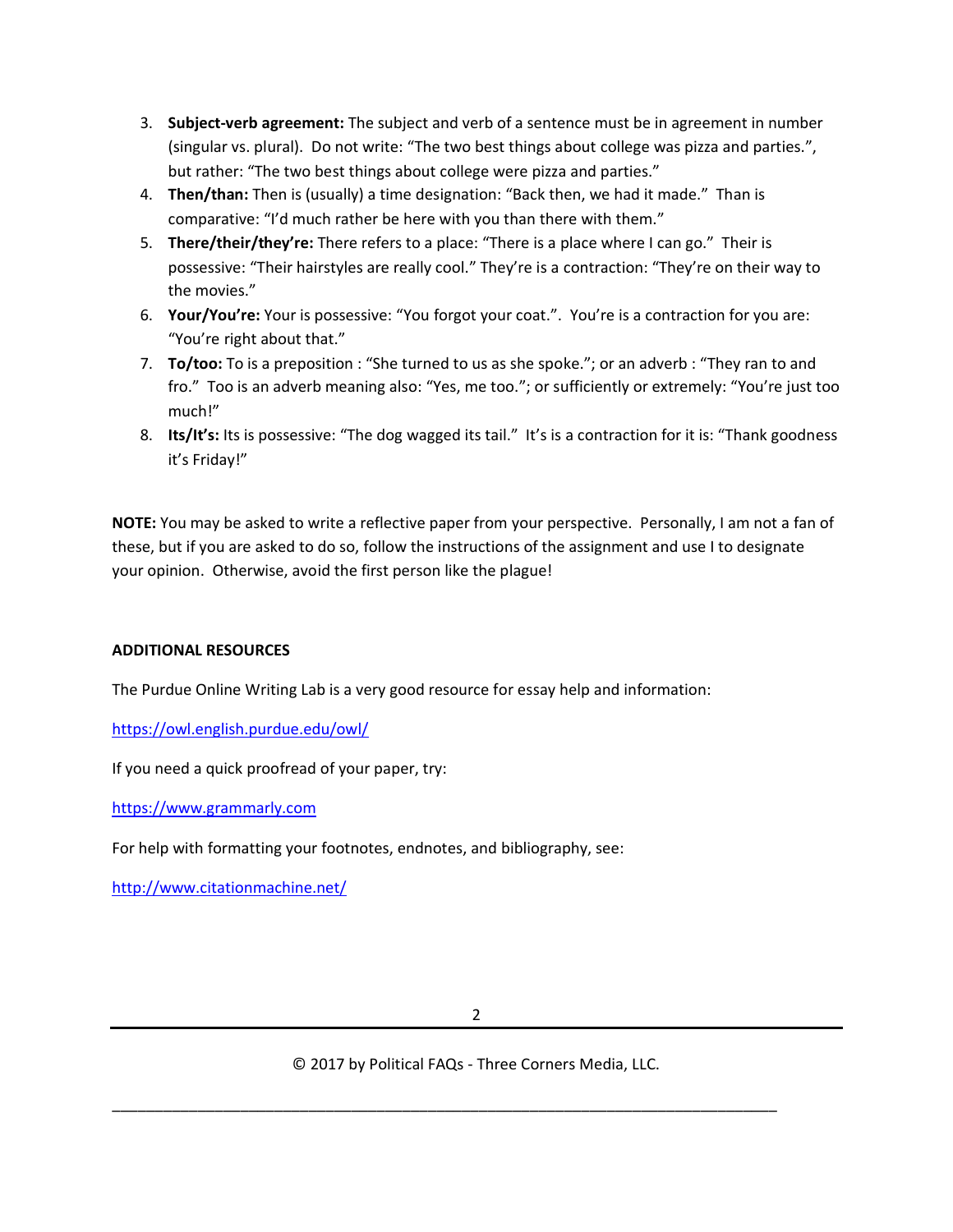3. **Subject-verb agreement:** The subject and verb of a sentence must be in agreement in number (singular vs. plural). Do not write: "The two best things about college was pizza and parties.", but rather: "The two best things about college were pizza and parties."
4. **Then/than:** Then is (usually) a time designation: "Back then, we had it made." Than is comparative: "I'd much rather be here with you than there with them."
5. **There/their/they're:** There refers to a place: "There is a place where I can go." Their is possessive: "Their hairstyles are really cool." They're is a contraction: "They're on their way to the movies."
6. **Your/You're:** Your is possessive: "You forgot your coat.". You're is a contraction for you are: "You're right about that."
7. **To/too:** To is a preposition : "She turned to us as she spoke."; or an adverb : "They ran to and fro." Too is an adverb meaning also: "Yes, me too."; or sufficiently or extremely: "You're just too much!"
8. **Its/It's:** Its is possessive: "The dog wagged its tail." It's is a contraction for it is: "Thank goodness it's Friday!"

**NOTE:** You may be asked to write a reflective paper from your perspective. Personally, I am not a fan of these, but if you are asked to do so, follow the instructions of the assignment and use I to designate your opinion. Otherwise, avoid the first person like the plague!

**ADDITIONAL RESOURCES**

The Purdue Online Writing Lab is a very good resource for essay help and information:

https://owl.english.purdue.edu/owl/

If you need a quick proofread of your paper, try:

https://www.grammarly.com

For help with formatting your footnotes, endnotes, and bibliography, see:

http://www.citationmachine.net/

© 2017 by Political FAQs - Three Corners Media, LLC.